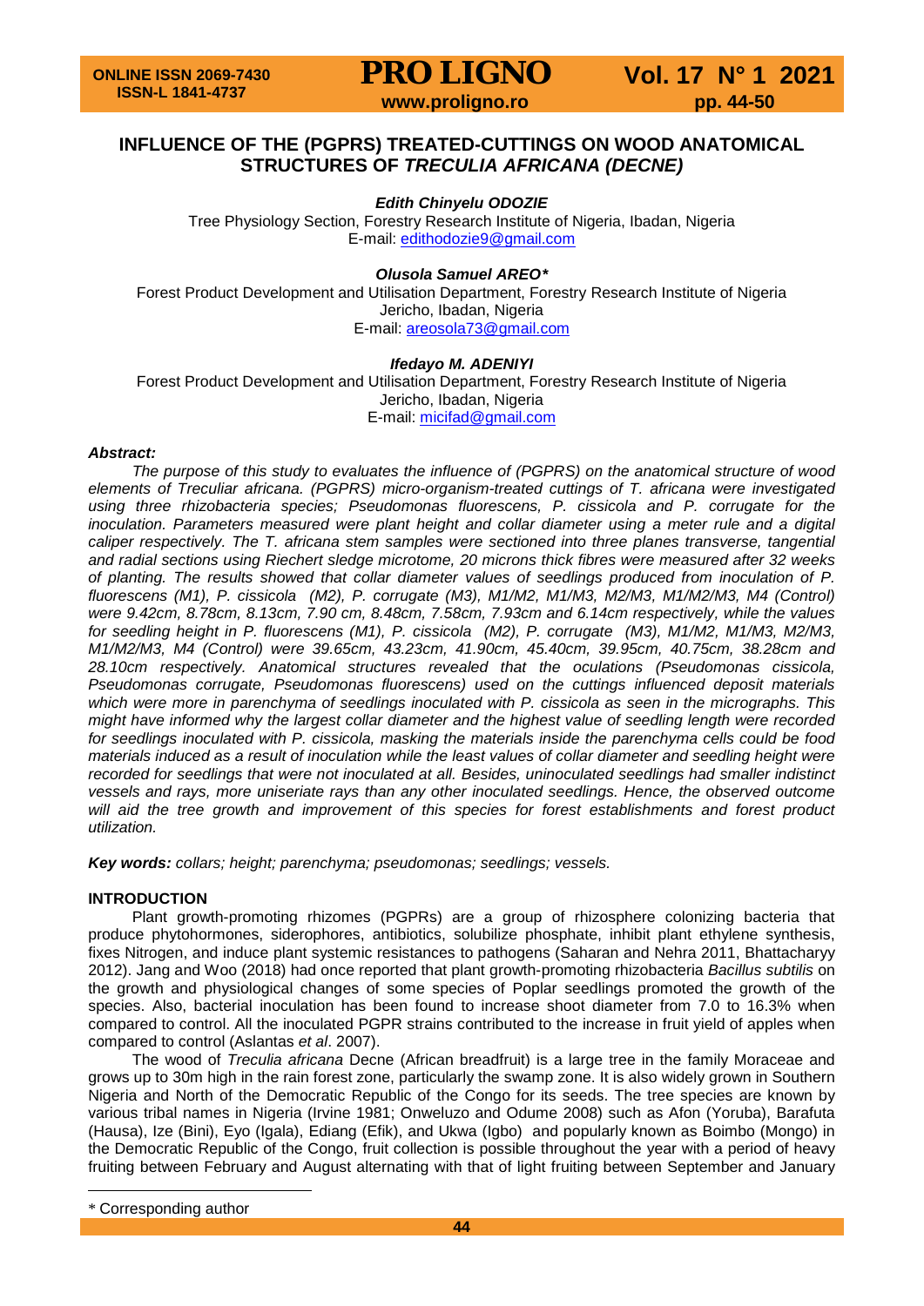# INFLUENCE OF THE (PGPRS) TREATED-CUTTINGS ON WOOD ANATOMICAL STRUCTURES OF *TRECULIA AFRICANA (DECNE)*

***Edith Chinyelu ODOZIE***

Tree Physiology Section, Forestry Research Institute of Nigeria, Ibadan, Nigeria
E-mail: edithodozie9@gmail.com

***Olusola Samuel AREO****

Forest Product Development and Utilisation Department, Forestry Research Institute of Nigeria
Jericho, Ibadan, Nigeria
E-mail: areosola73@gmail.com

***Ifedayo M. ADENIYI***

Forest Product Development and Utilisation Department, Forestry Research Institute of Nigeria
Jericho, Ibadan, Nigeria
E-mail: micifad@gmail.com

***Abstract:***

*The purpose of this study to evaluates the influence of (PGPRS) on the anatomical structure of wood elements of Treculiar africana. (PGPRS) micro-organism-treated cuttings of T. africana were investigated using three rhizobacteria species; Pseudomonas fluorescens, P. cissicola and P. corrugate for the inoculation. Parameters measured were plant height and collar diameter using a meter rule and a digital caliper respectively. The T. africana stem samples were sectioned into three planes transverse, tangential and radial sections using Riechert sledge microtome, 20 microns thick fibres were measured after 32 weeks of planting. The results showed that collar diameter values of seedlings produced from inoculation of P. fluorescens (M1), P. cissicola (M2), P. corrugate (M3), M1/M2, M1/M3, M2/M3, M1/M2/M3, M4 (Control) were 9.42cm, 8.78cm, 8.13cm, 7.90 cm, 8.48cm, 7.58cm, 7.93cm and 6.14cm respectively, while the values for seedling height in P. fluorescens (M1), P. cissicola (M2), P. corrugate (M3), M1/M2, M1/M3, M2/M3, M1/M2/M3, M4 (Control) were 39.65cm, 43.23cm, 41.90cm, 45.40cm, 39.95cm, 40.75cm, 38.28cm and 28.10cm respectively. Anatomical structures revealed that the oculations (Pseudomonas cissicola, Pseudomonas corrugate, Pseudomonas fluorescens) used on the cuttings influenced deposit materials which were more in parenchyma of seedlings inoculated with P. cissicola as seen in the micrographs. This might have informed why the largest collar diameter and the highest value of seedling length were recorded for seedlings inoculated with P. cissicola, masking the materials inside the parenchyma cells could be food materials induced as a result of inoculation while the least values of collar diameter and seedling height were recorded for seedlings that were not inoculated at all. Besides, uninoculated seedlings had smaller indistinct vessels and rays, more uniseriate rays than any other inoculated seedlings. Hence, the observed outcome will aid the tree growth and improvement of this species for forest establishments and forest product utilization.*

***Key words:*** *collars; height; parenchyma; pseudomonas; seedlings; vessels.*

## INTRODUCTION

Plant growth-promoting rhizomes (PGPRs) are a group of rhizosphere colonizing bacteria that produce phytohormones, siderophores, antibiotics, solubilize phosphate, inhibit plant ethylene synthesis, fixes Nitrogen, and induce plant systemic resistances to pathogens (Saharan and Nehra 2011, Bhattacharyy 2012). Jang and Woo (2018) had once reported that plant growth-promoting rhizobacteria *Bacillus subtilis* on the growth and physiological changes of some species of Poplar seedlings promoted the growth of the species. Also, bacterial inoculation has been found to increase shoot diameter from 7.0 to 16.3% when compared to control. All the inoculated PGPR strains contributed to the increase in fruit yield of apples when compared to control (Aslantas *et al*. 2007).

The wood of *Treculia africana* Decne (African breadfruit) is a large tree in the family Moraceae and grows up to 30m high in the rain forest zone, particularly the swamp zone. It is also widely grown in Southern Nigeria and North of the Democratic Republic of the Congo for its seeds. The tree species are known by various tribal names in Nigeria (Irvine 1981; Onweluzo and Odume 2008) such as Afon (Yoruba), Barafuta (Hausa), Ize (Bini), Eyo (Igala), Ediang (Efik), and Ukwa (Igbo) and popularly known as Boimbo (Mongo) in the Democratic Republic of the Congo, fruit collection is possible throughout the year with a period of heavy fruiting between February and August alternating with that of light fruiting between September and January

\* Corresponding author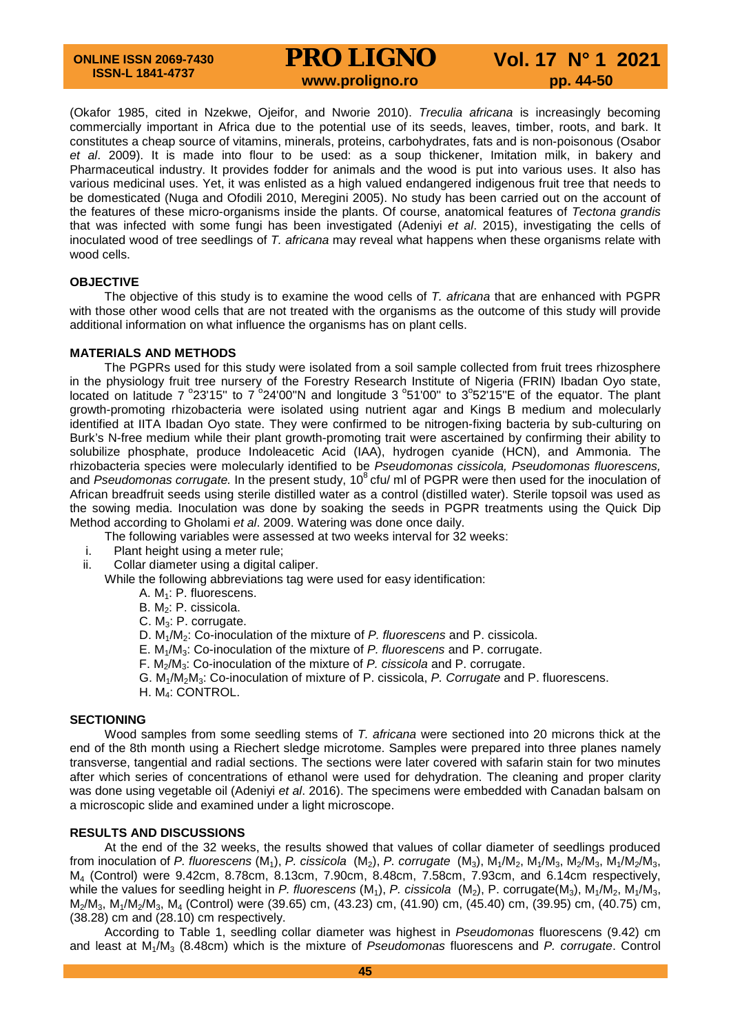(Okafor 1985, cited in Nzekwe, Ojeifor, and Nworie 2010). *Treculia africana* is increasingly becoming commercially important in Africa due to the potential use of its seeds, leaves, timber, roots, and bark. It constitutes a cheap source of vitamins, minerals, proteins, carbohydrates, fats and is non-poisonous (Osabor *et al*. 2009). It is made into flour to be used: as a soup thickener, Imitation milk, in bakery and Pharmaceutical industry. It provides fodder for animals and the wood is put into various uses. It also has various medicinal uses. Yet, it was enlisted as a high valued endangered indigenous fruit tree that needs to be domesticated (Nuga and Ofodili 2010, Meregini 2005). No study has been carried out on the account of the features of these micro-organisms inside the plants. Of course, anatomical features of *Tectona grandis* that was infected with some fungi has been investigated (Adeniyi *et al*. 2015), investigating the cells of inoculated wood of tree seedlings of *T. africana* may reveal what happens when these organisms relate with wood cells.

## OBJECTIVE

The objective of this study is to examine the wood cells of *T. africana* that are enhanced with PGPR with those other wood cells that are not treated with the organisms as the outcome of this study will provide additional information on what influence the organisms has on plant cells.

## MATERIALS AND METHODS

The PGPRs used for this study were isolated from a soil sample collected from fruit trees rhizosphere in the physiology fruit tree nursery of the Forestry Research Institute of Nigeria (FRIN) Ibadan Oyo state, located on latitude 7 °23'15" to 7 °24'00"N and longitude 3 °51'00" to 3°52'15"E of the equator. The plant growth-promoting rhizobacteria were isolated using nutrient agar and Kings B medium and molecularly identified at IITA Ibadan Oyo state. They were confirmed to be nitrogen-fixing bacteria by sub-culturing on Burk's N-free medium while their plant growth-promoting trait were ascertained by confirming their ability to solubilize phosphate, produce Indoleacetic Acid (IAA), hydrogen cyanide (HCN), and Ammonia. The rhizobacteria species were molecularly identified to be *Pseudomonas cissicola, Pseudomonas fluorescens,* and *Pseudomonas corrugate.* In the present study, $10^8$ cfu/ ml of PGPR were then used for the inoculation of African breadfruit seeds using sterile distilled water as a control (distilled water). Sterile topsoil was used as the sowing media. Inoculation was done by soaking the seeds in PGPR treatments using the Quick Dip Method according to Gholami *et al*. 2009. Watering was done once daily.

The following variables were assessed at two weeks interval for 32 weeks:

i. Plant height using a meter rule;
ii. Collar diameter using a digital caliper.

While the following abbreviations tag were used for easy identification:

A. $M_1$: P. fluorescens.
B. $M_2$: P. cissicola.
C. $M_3$: P. corrugate.
D. $M_1/M_2$: Co-inoculation of the mixture of *P. fluorescens* and P. cissicola.
E. $M_1/M_3$: Co-inoculation of the mixture of *P. fluorescens* and P. corrugate.
F. $M_2/M_3$: Co-inoculation of the mixture of *P. cissicola* and P. corrugate.
G. $M_1/M_2M_3$: Co-inoculation of mixture of P. cissicola, *P. Corrugate* and P. fluorescens.
H. $M_4$: CONTROL.

## SECTIONING

Wood samples from some seedling stems of *T. africana* were sectioned into 20 microns thick at the end of the 8th month using a Riechert sledge microtome. Samples were prepared into three planes namely transverse, tangential and radial sections. The sections were later covered with safarin stain for two minutes after which series of concentrations of ethanol were used for dehydration. The cleaning and proper clarity was done using vegetable oil (Adeniyi *et al*. 2016). The specimens were embedded with Canadan balsam on a microscopic slide and examined under a light microscope.

## RESULTS AND DISCUSSIONS

At the end of the 32 weeks, the results showed that values of collar diameter of seedlings produced from inoculation of *P. fluorescens* ($M_1$), *P. cissicola* ($M_2$), *P. corrugate* ($M_3$), $M_1/M_2$, $M_1/M_3$, $M_2/M_3$, $M_1/M_2/M_3$, $M_4$ (Control) were 9.42cm, 8.78cm, 8.13cm, 7.90cm, 8.48cm, 7.58cm, 7.93cm, and 6.14cm respectively, while the values for seedling height in *P. fluorescens* ($M_1$), *P. cissicola* ($M_2$), P. corrugate($M_3$), $M_1/M_2$, $M_1/M_3$, $M_2/M_3$, $M_1/M_2/M_3$, $M_4$ (Control) were (39.65) cm, (43.23) cm, (41.90) cm, (45.40) cm, (39.95) cm, (40.75) cm, (38.28) cm and (28.10) cm respectively.

According to Table 1, seedling collar diameter was highest in *Pseudomonas* fluorescens (9.42) cm and least at $M_1/M_3$ (8.48cm) which is the mixture of *Pseudomonas* fluorescens and *P. corrugate*. Control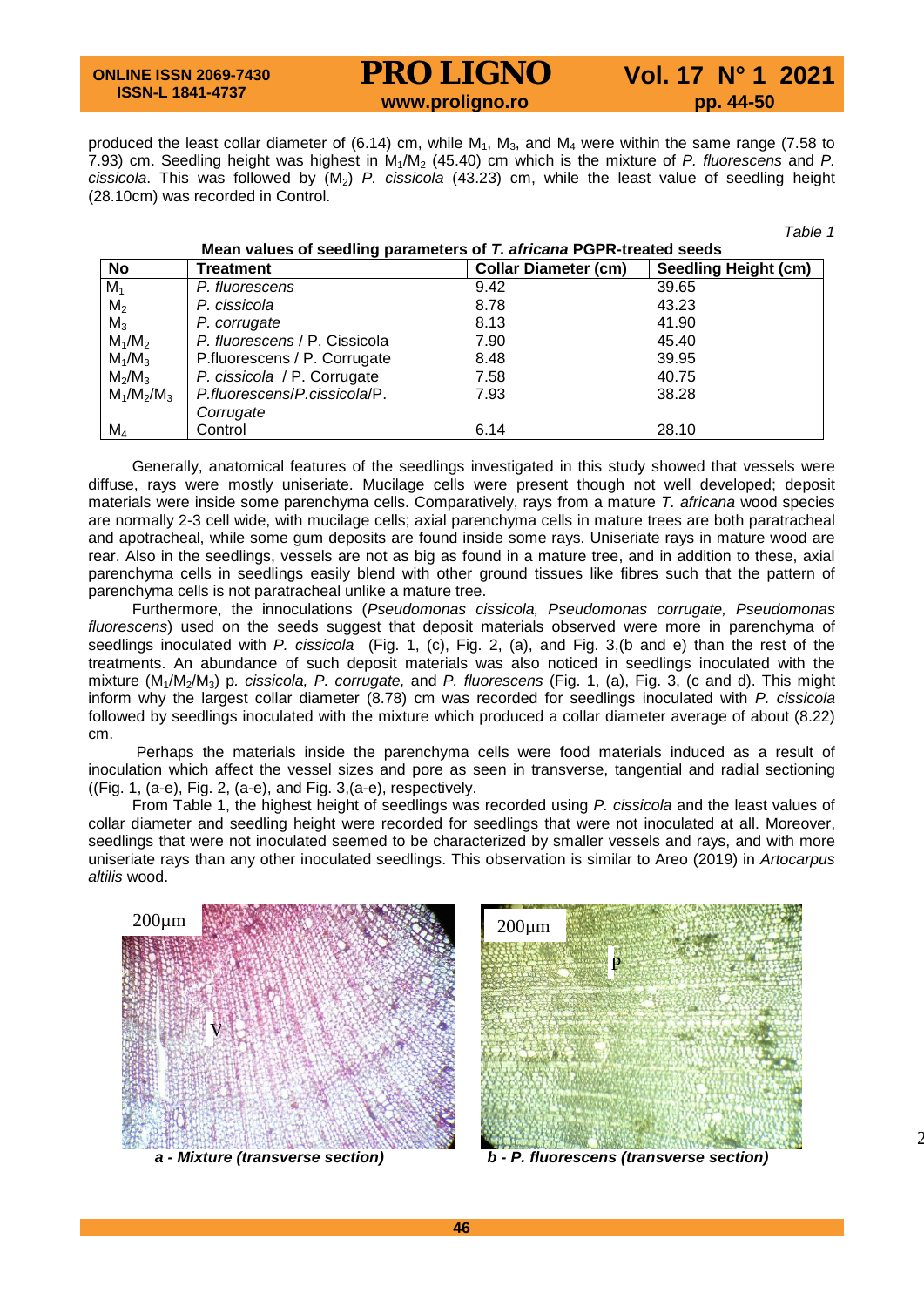produced the least collar diameter of (6.14) cm, while $M_1$, $M_3$, and $M_4$ were within the same range (7.58 to 7.93) cm. Seedling height was highest in $M_1/M_2$ (45.40) cm which is the mixture of *P. fluorescens* and *P. cissicola*. This was followed by ($M_2$) *P. cissicola* (43.23) cm, while the least value of seedling height (28.10cm) was recorded in Control.

*Table 1*

**Mean values of seedling parameters of *T. africana* PGPR-treated seeds**

| No | Treatment | Collar Diameter (cm) | Seedling Height (cm) |
|---|---|---|---|
| $M_1$ | *P. fluorescens* | 9.42 | 39.65 |
| $M_2$ | *P. cissicola* | 8.78 | 43.23 |
| $M_3$ | *P. corrugate* | 8.13 | 41.90 |
| $M_1/M_2$ | *P. fluorescens* / P. Cissicola | 7.90 | 45.40 |
| $M_1/M_3$ | P.fluorescens / P. Corrugate | 8.48 | 39.95 |
| $M_2/M_3$ | *P. cissicola* / P. Corrugate | 7.58 | 40.75 |
| $M_1/M_2/M_3$ | *P.fluorescens/P.cissicola*/P. *Corrugate* | 7.93 | 38.28 |
| $M_4$ | Control | 6.14 | 28.10 |

Generally, anatomical features of the seedlings investigated in this study showed that vessels were diffuse, rays were mostly uniseriate. Mucilage cells were present though not well developed; deposit materials were inside some parenchyma cells. Comparatively, rays from a mature *T. africana* wood species are normally 2-3 cell wide, with mucilage cells; axial parenchyma cells in mature trees are both paratracheal and apotracheal, while some gum deposits are found inside some rays. Uniseriate rays in mature wood are rear. Also in the seedlings, vessels are not as big as found in a mature tree, and in addition to these, axial parenchyma cells in seedlings easily blend with other ground tissues like fibres such that the pattern of parenchyma cells is not paratracheal unlike a mature tree.

Furthermore, the innoculations (*Pseudomonas cissicola, Pseudomonas corrugate, Pseudomonas fluorescens*) used on the seeds suggest that deposit materials observed were more in parenchyma of seedlings inoculated with *P. cissicola* (Fig. 1, (c), Fig. 2, (a), and Fig. 3,(b and e) than the rest of the treatments. An abundance of such deposit materials was also noticed in seedlings inoculated with the mixture ($M_1/M_2/M_3$) p. *cissicola, P. corrugate,* and *P. fluorescens* (Fig. 1, (a), Fig. 3, (c and d). This might inform why the largest collar diameter (8.78) cm was recorded for seedlings inoculated with *P. cissicola* followed by seedlings inoculated with the mixture which produced a collar diameter average of about (8.22) cm.

Perhaps the materials inside the parenchyma cells were food materials induced as a result of inoculation which affect the vessel sizes and pore as seen in transverse, tangential and radial sectioning ((Fig. 1, (a-e), Fig. 2, (a-e), and Fig. 3,(a-e), respectively.

From Table 1, the highest height of seedlings was recorded using *P. cissicola* and the least values of collar diameter and seedling height were recorded for seedlings that were not inoculated at all. Moreover, seedlings that were not inoculated seemed to be characterized by smaller vessels and rays, and with more uniseriate rays than any other inoculated seedlings. This observation is similar to Areo (2019) in *Artocarpus altilis* wood.

***a - Mixture (transverse section)***

***b - P. fluorescens (transverse section)***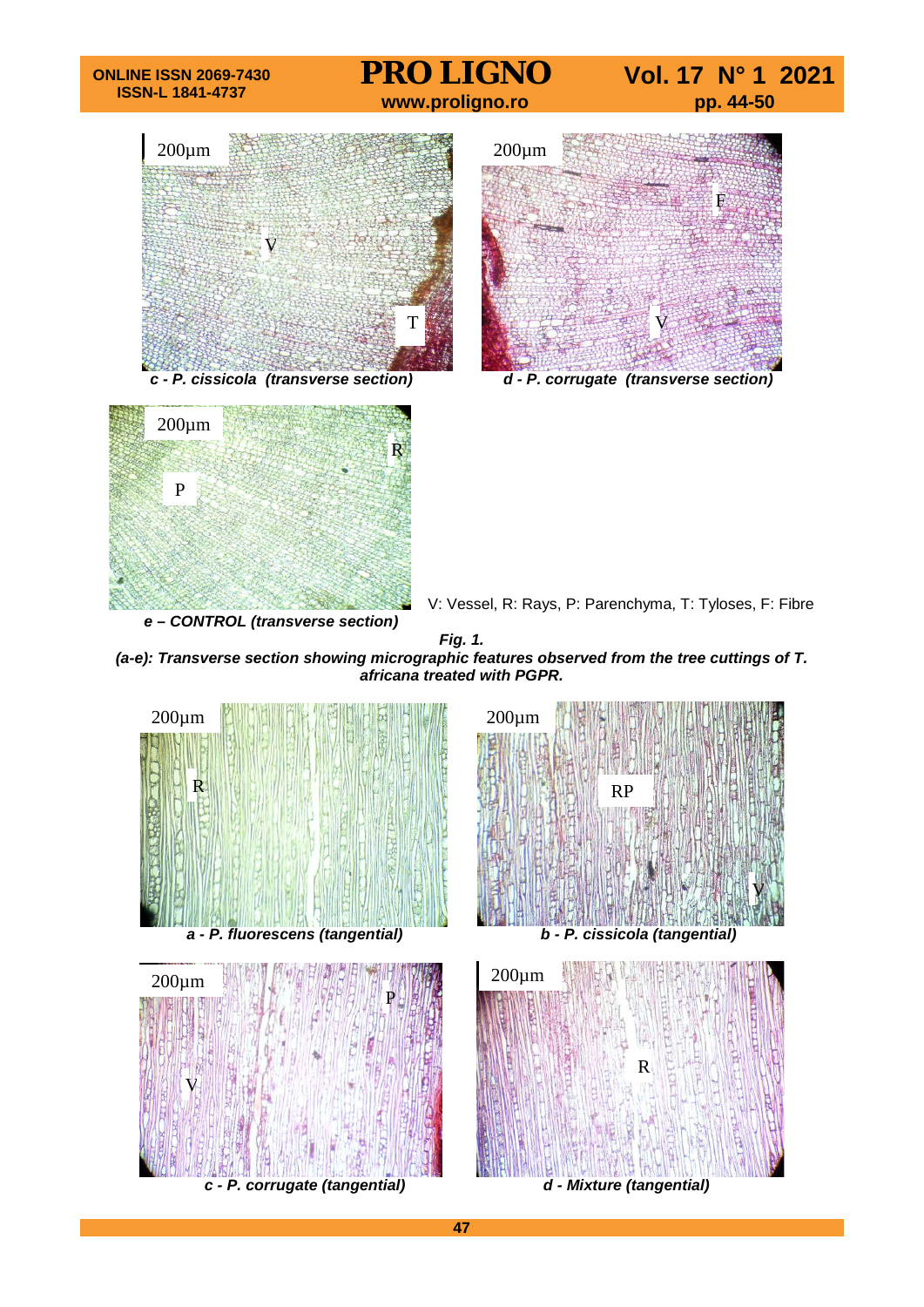c - *P. cissicola (transverse section)*

d - *P. corrugate (transverse section)*

e – *CONTROL (transverse section)*

V: Vessel, R: Rays, P: Parenchyma, T: Tyloses, F: Fibre

***Fig. 1.***
***(a-e): Transverse section showing micrographic features observed from the tree cuttings of T. africana treated with PGPR.***

a - *P. fluorescens (tangential)*

b - *P. cissicola (tangential)*

c - *P. corrugate (tangential)*

d - *Mixture (tangential)*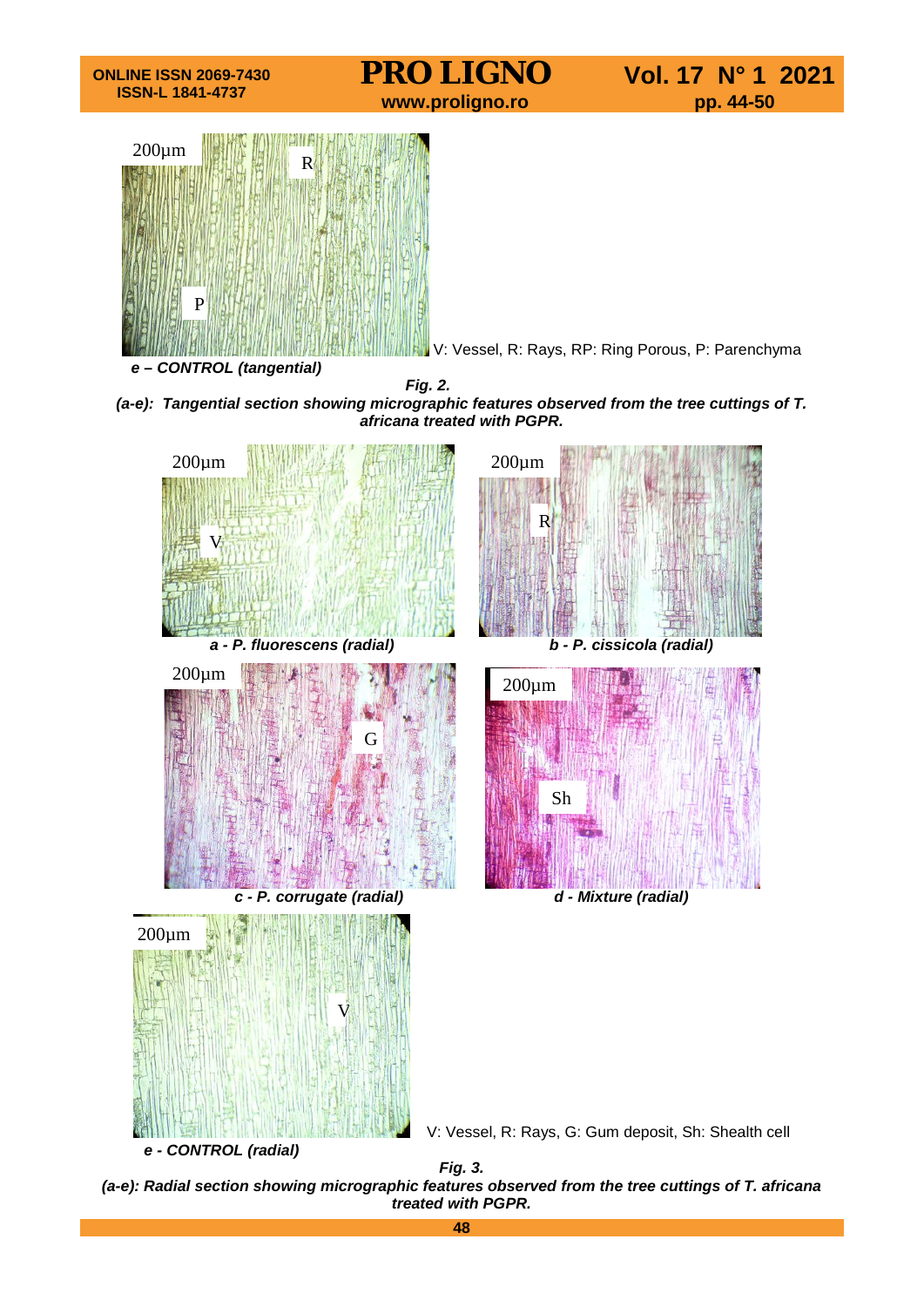e – CONTROL (tangential)

V: Vessel, R: Rays, RP: Ring Porous, P: Parenchyma

***Fig. 2.***
***(a-e): Tangential section showing micrographic features observed from the tree cuttings of T. africana treated with PGPR.***

a - P. fluorescens (radial)

b - P. cissicola (radial)

c - P. corrugate (radial)

d - Mixture (radial)

e - CONTROL (radial)

V: Vessel, R: Rays, G: Gum deposit, Sh: Shealth cell

***Fig. 3.***
***(a-e): Radial section showing micrographic features observed from the tree cuttings of T. africana treated with PGPR.***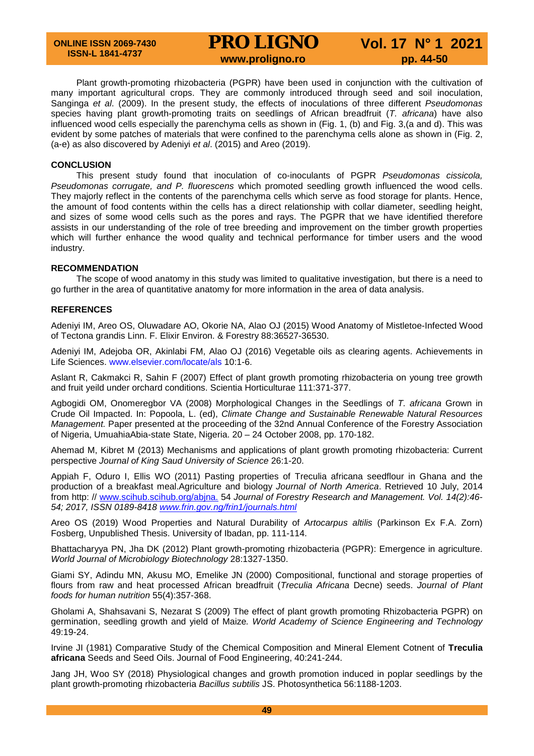Plant growth-promoting rhizobacteria (PGPR) have been used in conjunction with the cultivation of many important agricultural crops. They are commonly introduced through seed and soil inoculation, Sanginga *et al.* (2009). In the present study, the effects of inoculations of three different *Pseudomonas* species having plant growth-promoting traits on seedlings of African breadfruit (*T. africana*) have also influenced wood cells especially the parenchyma cells as shown in (Fig. 1, (b) and Fig. 3,(a and d). This was evident by some patches of materials that were confined to the parenchyma cells alone as shown in (Fig. 2, (a-e) as also discovered by Adeniyi *et al*. (2015) and Areo (2019).

## CONCLUSION

This present study found that inoculation of co-inoculants of PGPR *Pseudomonas cissicola, Pseudomonas corrugate, and P. fluorescens* which promoted seedling growth influenced the wood cells. They majorly reflect in the contents of the parenchyma cells which serve as food storage for plants. Hence, the amount of food contents within the cells has a direct relationship with collar diameter, seedling height, and sizes of some wood cells such as the pores and rays. The PGPR that we have identified therefore assists in our understanding of the role of tree breeding and improvement on the timber growth properties which will further enhance the wood quality and technical performance for timber users and the wood industry.

## RECOMMENDATION

The scope of wood anatomy in this study was limited to qualitative investigation, but there is a need to go further in the area of quantitative anatomy for more information in the area of data analysis.

## REFERENCES

Adeniyi IM, Areo OS, Oluwadare AO, Okorie NA, Alao OJ (2015) Wood Anatomy of Mistletoe-Infected Wood of Tectona grandis Linn. F. Elixir Environ. & Forestry 88:36527-36530.

Adeniyi IM, Adejoba OR, Akinlabi FM, Alao OJ (2016) Vegetable oils as clearing agents. Achievements in Life Sciences. www.elsevier.com/locate/als 10:1-6.

Aslant R, Cakmakci R, Sahin F (2007) Effect of plant growth promoting rhizobacteria on young tree growth and fruit yeild under orchard conditions. Scientia Horticulturae 111:371-377.

Agbogidi OM, Onomeregbor VA (2008) Morphological Changes in the Seedlings of *T. africana* Grown in Crude Oil Impacted. In: Popoola, L. (ed), *Climate Change and Sustainable Renewable Natural Resources Management.* Paper presented at the proceeding of the 32nd Annual Conference of the Forestry Association of Nigeria, UmuahiaAbia-state State, Nigeria. 20 – 24 October 2008, pp. 170-182.

Ahemad M, Kibret M (2013) Mechanisms and applications of plant growth promoting rhizobacteria: Current perspective *Journal of King Saud University of Science* 26:1-20.

Appiah F, Oduro I, Ellis WO (2011) Pasting properties of Treculia africana seedflour in Ghana and the production of a breakfast meal.Agriculture and biology *Journal of North America*. Retrieved 10 July, 2014 from http: // www.scihub.scihub.org/abjna. 54 *Journal of Forestry Research and Management. Vol. 14(2):46-54; 2017, ISSN 0189-8418 www.frin.gov.ng/frin1/journals.html*

Areo OS (2019) Wood Properties and Natural Durability of *Artocarpus altilis* (Parkinson Ex F.A. Zorn) Fosberg, Unpublished Thesis. University of Ibadan, pp. 111-114.

Bhattacharyya PN, Jha DK (2012) Plant growth-promoting rhizobacteria (PGPR): Emergence in agriculture. *World Journal of Microbiology Biotechnology* 28:1327-1350.

Giami SY, Adindu MN, Akusu MO, Emelike JN (2000) Compositional, functional and storage properties of flours from raw and heat processed African breadfruit (*Treculia Africana* Decne) seeds. *Journal of Plant foods for human nutrition* 55(4):357-368.

Gholami A, Shahsavani S, Nezarat S (2009) The effect of plant growth promoting Rhizobacteria PGPR) on germination, seedling growth and yield of Maize*. World Academy of Science Engineering and Technology* 49:19-24.

Irvine JI (1981) Comparative Study of the Chemical Composition and Mineral Element Cotnent of **Treculia africana** Seeds and Seed Oils. Journal of Food Engineering, 40:241-244.

Jang JH, Woo SY (2018) Physiological changes and growth promotion induced in poplar seedlings by the plant growth-promoting rhizobacteria *Bacillus subtilis* JS. Photosynthetica 56:1188-1203.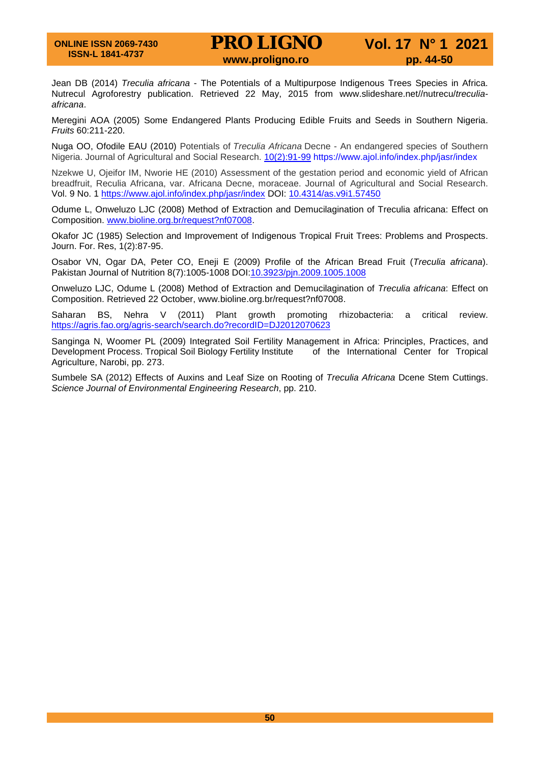Jean DB (2014) *Treculia africana* - The Potentials of a Multipurpose Indigenous Trees Species in Africa. Nutrecul Agroforestry publication. Retrieved 22 May, 2015 from www.slideshare.net//nutrecu/*treculia-africana*.

Meregini AOA (2005) Some Endangered Plants Producing Edible Fruits and Seeds in Southern Nigeria. *Fruits* 60:211-220.

Nuga OO, Ofodile EAU (2010) Potentials of *Treculia Africana* Decne - An endangered species of Southern Nigeria. Journal of Agricultural and Social Research. 10(2):91-99 https://www.ajol.info/index.php/jasr/index

Nzekwe U, Ojeifor IM, Nworie HE (2010) Assessment of the gestation period and economic yield of African breadfruit, Reculia Africana, var. Africana Decne, moraceae. Journal of Agricultural and Social Research. Vol. 9 No. 1 https://www.ajol.info/index.php/jasr/index DOI: 10.4314/as.v9i1.57450

Odume L, Onweluzo LJC (2008) Method of Extraction and Demucilagination of Treculia africana: Effect on Composition. www.bioline.org.br/request?nf07008.

Okafor JC (1985) Selection and Improvement of Indigenous Tropical Fruit Trees: Problems and Prospects. Journ. For. Res, 1(2):87-95.

Osabor VN, Ogar DA, Peter CO, Eneji E (2009) Profile of the African Bread Fruit (*Treculia africana*). Pakistan Journal of Nutrition 8(7):1005-1008 DOI:10.3923/pjn.2009.1005.1008

Onweluzo LJC, Odume L (2008) Method of Extraction and Demucilagination of *Treculia africana*: Effect on Composition. Retrieved 22 October, www.bioline.org.br/request?nf07008.

Saharan BS, Nehra V (2011) Plant growth promoting rhizobacteria: a critical review. https://agris.fao.org/agris-search/search.do?recordID=DJ2012070623

Sanginga N, Woomer PL (2009) Integrated Soil Fertility Management in Africa: Principles, Practices, and Development Process. Tropical Soil Biology Fertility Institute of the International Center for Tropical Agriculture, Narobi, pp. 273.

Sumbele SA (2012) Effects of Auxins and Leaf Size on Rooting of *Treculia Africana* Dcene Stem Cuttings. *Science Journal of Environmental Engineering Research*, pp. 210.